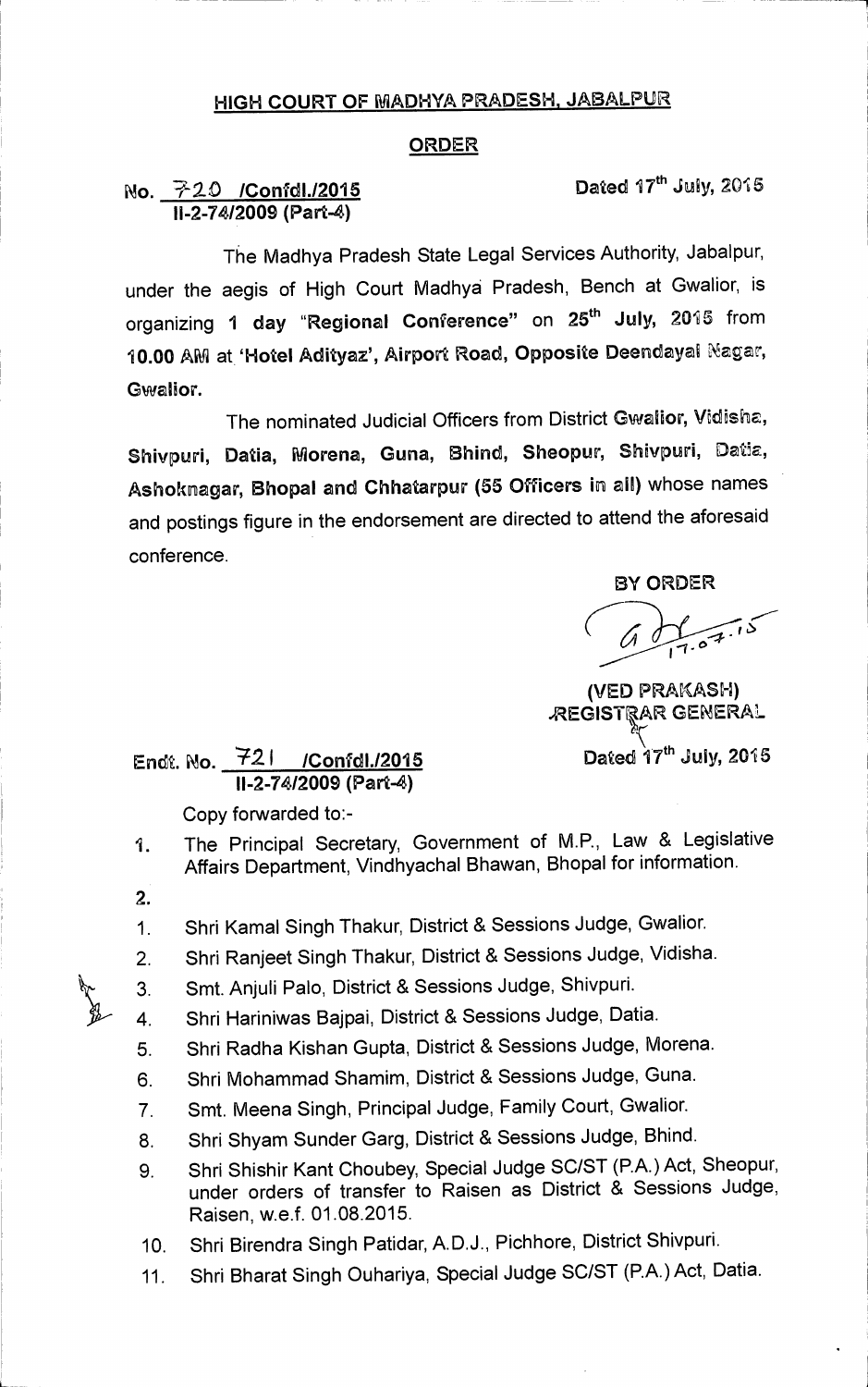# HIGH COURT OF MADHYA PRADESH, JABALPUR

## ORDER

No. 720 /Confdl./2015
II-2-74/2009 (Part-4)

Dated 17th July, 2015

The Madhya Pradesh State Legal Services Authority, Jabalpur, under the aegis of High Court Madhya Pradesh, Bench at Gwalior, is organizing **1 day "Regional Conference"** on **25th July, 2015** from **10.00 AM** at **'Hotel Adityaz', Airport Road, Opposite Deendayal Nagar, Gwalior.**

The nominated Judicial Officers from District **Gwalior, Vidisha, Shivpuri, Datia, Morena, Guna, Bhind, Sheopur, Shivpuri, Datia, Ashoknagar, Bhopal and Chhatarpur (55 Officers in all)** whose names and postings figure in the endorsement are directed to attend the aforesaid conference.

BY ORDER

(VED PRAKASH)
REGISTRAR GENERAL

Endt. No. 721 /Confdl./2015
II-2-74/2009 (Part-4)

Dated 17th July, 2015

Copy forwarded to:-

1. The Principal Secretary, Government of M.P., Law & Legislative Affairs Department, Vindhyachal Bhawan, Bhopal for information.
2.

1. Shri Kamal Singh Thakur, District & Sessions Judge, Gwalior.
2. Shri Ranjeet Singh Thakur, District & Sessions Judge, Vidisha.
3. Smt. Anjuli Palo, District & Sessions Judge, Shivpuri.
4. Shri Hariniwas Bajpai, District & Sessions Judge, Datia.
5. Shri Radha Kishan Gupta, District & Sessions Judge, Morena.
6. Shri Mohammad Shamim, District & Sessions Judge, Guna.
7. Smt. Meena Singh, Principal Judge, Family Court, Gwalior.
8. Shri Shyam Sunder Garg, District & Sessions Judge, Bhind.
9. Shri Shishir Kant Choubey, Special Judge SC/ST (P.A.) Act, Sheopur, under orders of transfer to Raisen as District & Sessions Judge, Raisen, w.e.f. 01.08.2015.
10. Shri Birendra Singh Patidar, A.D.J., Pichhore, District Shivpuri.
11. Shri Bharat Singh Ouhariya, Special Judge SC/ST (P.A.) Act, Datia.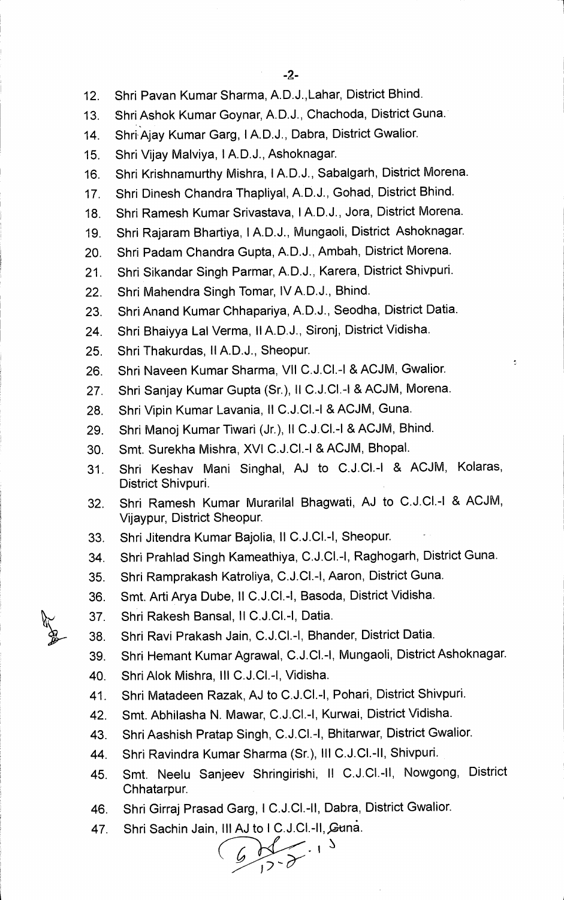12. Shri Pavan Kumar Sharma, A.D.J.,Lahar, District Bhind.
13. Shri Ashok Kumar Goynar, A.D.J., Chachoda, District Guna.
14. Shri Ajay Kumar Garg, I A.D.J., Dabra, District Gwalior.
15. Shri Vijay Malviya, I A.D.J., Ashoknagar.
16. Shri Krishnamurthy Mishra, I A.D.J., Sabalgarh, District Morena.
17. Shri Dinesh Chandra Thapliyal, A.D.J., Gohad, District Bhind.
18. Shri Ramesh Kumar Srivastava, I A.D.J., Jora, District Morena.
19. Shri Rajaram Bhartiya, I A.D.J., Mungaoli, District Ashoknagar.
20. Shri Padam Chandra Gupta, A.D.J., Ambah, District Morena.
21. Shri Sikandar Singh Parmar, A.D.J., Karera, District Shivpuri.
22. Shri Mahendra Singh Tomar, IV A.D.J., Bhind.
23. Shri Anand Kumar Chhapariya, A.D.J., Seodha, District Datia.
24. Shri Bhaiyya Lal Verma, II A.D.J., Sironj, District Vidisha.
25. Shri Thakurdas, II A.D.J., Sheopur.
26. Shri Naveen Kumar Sharma, VII C.J.Cl.-I & ACJM, Gwalior.
27. Shri Sanjay Kumar Gupta (Sr.), II C.J.Cl.-I & ACJM, Morena.
28. Shri Vipin Kumar Lavania, II C.J.Cl.-I & ACJM, Guna.
29. Shri Manoj Kumar Tiwari (Jr.), II C.J.Cl.-I & ACJM, Bhind.
30. Smt. Surekha Mishra, XVI C.J.Cl.-I & ACJM, Bhopal.
31. Shri Keshav Mani Singhal, AJ to C.J.Cl.-I & ACJM, Kolaras, District Shivpuri.
32. Shri Ramesh Kumar Murarilal Bhagwati, AJ to C.J.Cl.-I & ACJM, Vijaypur, District Sheopur.
33. Shri Jitendra Kumar Bajolia, II C.J.Cl.-I, Sheopur.
34. Shri Prahlad Singh Kameathiya, C.J.Cl.-I, Raghogarh, District Guna.
35. Shri Ramprakash Katroliya, C.J.Cl.-I, Aaron, District Guna.
36. Smt. Arti Arya Dube, II C.J.Cl.-I, Basoda, District Vidisha.
37. Shri Rakesh Bansal, II C.J.Cl.-I, Datia.
38. Shri Ravi Prakash Jain, C.J.Cl.-I, Bhander, District Datia.
39. Shri Hemant Kumar Agrawal, C.J.Cl.-I, Mungaoli, District Ashoknagar.
40. Shri Alok Mishra, III C.J.Cl.-I, Vidisha.
41. Shri Matadeen Razak, AJ to C.J.Cl.-I, Pohari, District Shivpuri.
42. Smt. Abhilasha N. Mawar, C.J.Cl.-I, Kurwai, District Vidisha.
43. Shri Aashish Pratap Singh, C.J.Cl.-I, Bhitarwar, District Gwalior.
44. Shri Ravindra Kumar Sharma (Sr.), III C.J.Cl.-II, Shivpuri.
45. Smt. Neelu Sanjeev Shringirishi, II C.J.Cl.-II, Nowgong, District Chhatarpur.
46. Shri Girraj Prasad Garg, I C.J.Cl.-II, Dabra, District Gwalior.
47. Shri Sachin Jain, III AJ to I C.J.Cl.-II, Guna.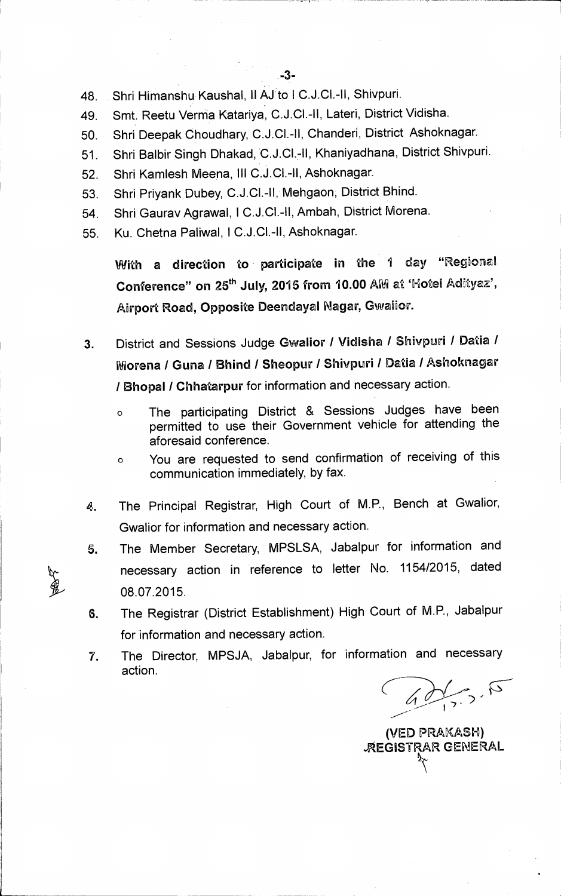48. Shri Himanshu Kaushal, II AJ to I C.J.Cl.-II, Shivpuri.
49. Smt. Reetu Verma Katariya, C.J.Cl.-II, Lateri, District Vidisha.
50. Shri Deepak Choudhary, C.J.Cl.-II, Chanderi, District Ashoknagar.
51. Shri Balbir Singh Dhakad, C.J.Cl.-II, Khaniyadhana, District Shivpuri.
52. Shri Kamlesh Meena, III C.J.Cl.-II, Ashoknagar.
53. Shri Priyank Dubey, C.J.Cl.-II, Mehgaon, District Bhind.
54. Shri Gaurav Agrawal, I C.J.Cl.-II, Ambah, District Morena.
55. Ku. Chetna Paliwal, I C.J.Cl.-II, Ashoknagar.

**With a direction to participate in the 1 day "Regional Conference" on 25th July, 2015 from 10.00 AM at 'Hotel Adityaz', Airport Road, Opposite Deendayal Nagar, Gwalior.**

3. District and Sessions Judge **Gwalior / Vidisha / Shivpuri / Datia / Morena / Guna / Bhind / Sheopur / Shivpuri / Datia / Ashoknagar / Bhopal / Chhatarpur** for information and necessary action.
   - The participating District & Sessions Judges have been permitted to use their Government vehicle for attending the aforesaid conference.
   - You are requested to send confirmation of receiving of this communication immediately, by fax.

4. The Principal Registrar, High Court of M.P., Bench at Gwalior, Gwalior for information and necessary action.

5. The Member Secretary, MPSLSA, Jabalpur for information and necessary action in reference to letter No. 1154/2015, dated 08.07.2015.

6. The Registrar (District Establishment) High Court of M.P., Jabalpur for information and necessary action.

7. The Director, MPSJA, Jabalpur, for information and necessary action.

**(VED PRAKASH)**
**REGISTRAR GENERAL**